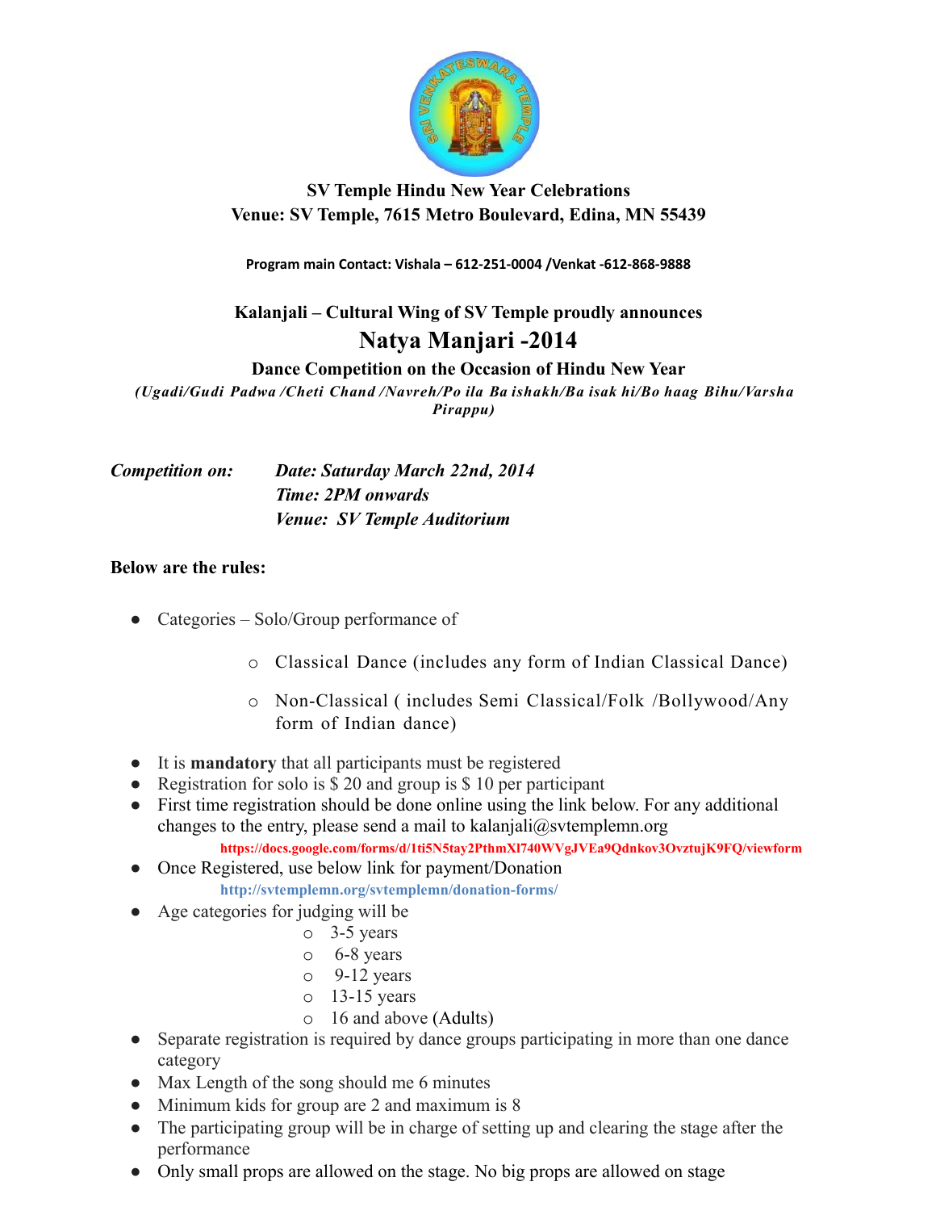**SV Temple Hindu New Year Celebrations**
**Venue: SV Temple, 7615 Metro Boulevard, Edina, MN 55439**

**Program main Contact: Vishala – 612-251-0004 /Venkat -612-868-9888**

**Kalanjali – Cultural Wing of SV Temple proudly announces**

# Natya Manjari -2014

**Dance Competition on the Occasion of Hindu New Year**

***(Ugadi/Gudi Padwa /Cheti Chand /Navreh/Po ila Ba ishakh/Ba isak hi/Bo haag Bihu/Varsha Pirappu)***

***Competition on:*** ***Date: Saturday March 22nd, 2014***
***Time: 2PM onwards***
***Venue: SV Temple Auditorium***

**Below are the rules:**

- Categories – Solo/Group performance of
  - Classical Dance (includes any form of Indian Classical Dance)
  - Non-Classical ( includes Semi Classical/Folk /Bollywood/Any form of Indian dance)
- It is **mandatory** that all participants must be registered
- Registration for solo is $ 20 and group is $ 10 per participant
- First time registration should be done online using the link below. For any additional changes to the entry, please send a mail to kalanjali@svtemplemn.org
  https://docs.google.com/forms/d/1ti5N5tay2PthmXl740WVgJVEa9Qdnkov3OvztujK9FQ/viewform
- Once Registered, use below link for payment/Donation
  http://svtemplemn.org/svtemplemn/donation-forms/
- Age categories for judging will be
  - 3-5 years
  - 6-8 years
  - 9-12 years
  - 13-15 years
  - 16 and above (Adults)
- Separate registration is required by dance groups participating in more than one dance category
- Max Length of the song should me 6 minutes
- Minimum kids for group are 2 and maximum is 8
- The participating group will be in charge of setting up and clearing the stage after the performance
- Only small props are allowed on the stage. No big props are allowed on stage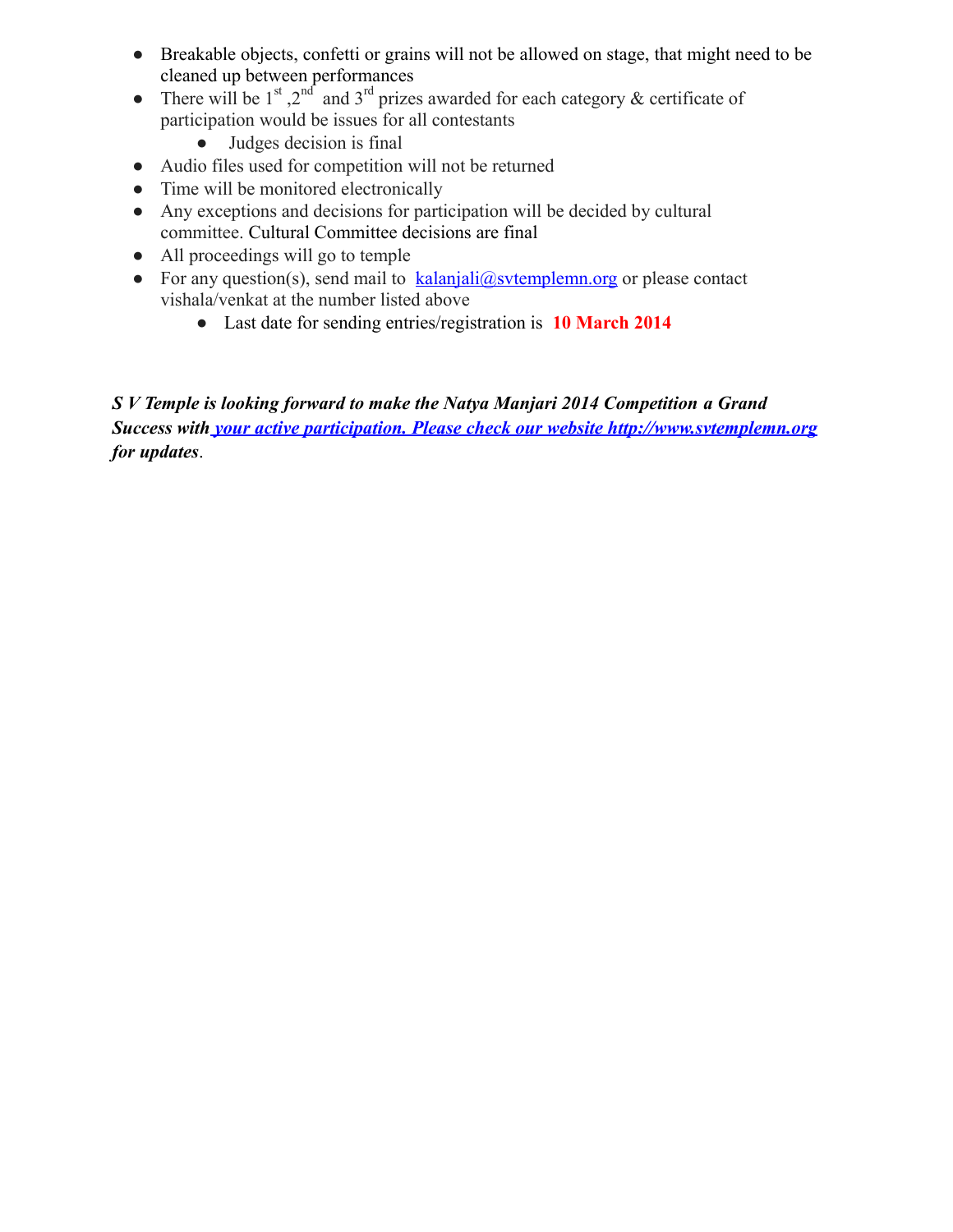- Breakable objects, confetti or grains will not be allowed on stage, that might need to be cleaned up between performances
- There will be 1st ,2nd and 3rd prizes awarded for each category & certificate of participation would be issues for all contestants
  - Judges decision is final
- Audio files used for competition will not be returned
- Time will be monitored electronically
- Any exceptions and decisions for participation will be decided by cultural committee. Cultural Committee decisions are final
- All proceedings will go to temple
- For any question(s), send mail to [kalanjali@svtemplemn.org](mailto:kalanjali@svtemplemn.org) or please contact vishala/venkat at the number listed above
  - Last date for sending entries/registration is **10 March 2014**

***S V Temple is looking forward to make the Natya Manjari 2014 Competition a Grand Success with your active participation. Please check our website http://www.svtemplemn.org for updates***.